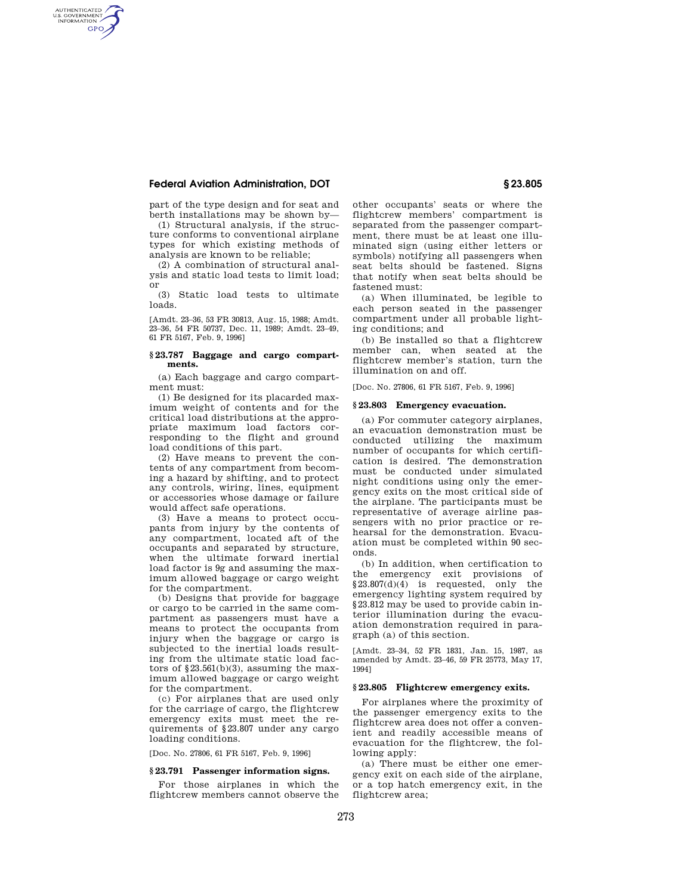part of the type design and for seat and berth installations may be shown by—

(1) Structural analysis, if the structure conforms to conventional airplane types for which existing methods of analysis are known to be reliable;

(2) A combination of structural analysis and static load tests to limit load; or

(3) Static load tests to ultimate loads.

[Amdt. 23–36, 53 FR 30813, Aug. 15, 1988; Amdt. 23–36, 54 FR 50737, Dec. 11, 1989; Amdt. 23–49, 61 FR 5167, Feb. 9, 1996]

### § 23.787 Baggage and cargo compartments.

(a) Each baggage and cargo compartment must:

(1) Be designed for its placarded maximum weight of contents and for the critical load distributions at the appropriate maximum load factors corresponding to the flight and ground load conditions of this part.

(2) Have means to prevent the contents of any compartment from becoming a hazard by shifting, and to protect any controls, wiring, lines, equipment or accessories whose damage or failure would affect safe operations.

(3) Have a means to protect occupants from injury by the contents of any compartment, located aft of the occupants and separated by structure, when the ultimate forward inertial load factor is 9g and assuming the maximum allowed baggage or cargo weight for the compartment.

(b) Designs that provide for baggage or cargo to be carried in the same compartment as passengers must have a means to protect the occupants from injury when the baggage or cargo is subjected to the inertial loads resulting from the ultimate static load factors of §23.561(b)(3), assuming the maximum allowed baggage or cargo weight for the compartment.

(c) For airplanes that are used only for the carriage of cargo, the flightcrew emergency exits must meet the requirements of §23.807 under any cargo loading conditions.

[Doc. No. 27806, 61 FR 5167, Feb. 9, 1996]

### § 23.791 Passenger information signs.

For those airplanes in which the flightcrew members cannot observe the other occupants' seats or where the flightcrew members' compartment is separated from the passenger compartment, there must be at least one illuminated sign (using either letters or symbols) notifying all passengers when seat belts should be fastened. Signs that notify when seat belts should be fastened must:

(a) When illuminated, be legible to each person seated in the passenger compartment under all probable lighting conditions; and

(b) Be installed so that a flightcrew member can, when seated at the flightcrew member's station, turn the illumination on and off.

[Doc. No. 27806, 61 FR 5167, Feb. 9, 1996]

### § 23.803 Emergency evacuation.

(a) For commuter category airplanes, an evacuation demonstration must be conducted utilizing the maximum number of occupants for which certification is desired. The demonstration must be conducted under simulated night conditions using only the emergency exits on the most critical side of the airplane. The participants must be representative of average airline passengers with no prior practice or rehearsal for the demonstration. Evacuation must be completed within 90 seconds.

(b) In addition, when certification to the emergency exit provisions of §23.807(d)(4) is requested, only the emergency lighting system required by §23.812 may be used to provide cabin interior illumination during the evacuation demonstration required in paragraph (a) of this section.

[Amdt. 23–34, 52 FR 1831, Jan. 15, 1987, as amended by Amdt. 23–46, 59 FR 25773, May 17, 1994]

### § 23.805 Flightcrew emergency exits.

For airplanes where the proximity of the passenger emergency exits to the flightcrew area does not offer a convenient and readily accessible means of evacuation for the flightcrew, the following apply:

(a) There must be either one emergency exit on each side of the airplane, or a top hatch emergency exit, in the flightcrew area;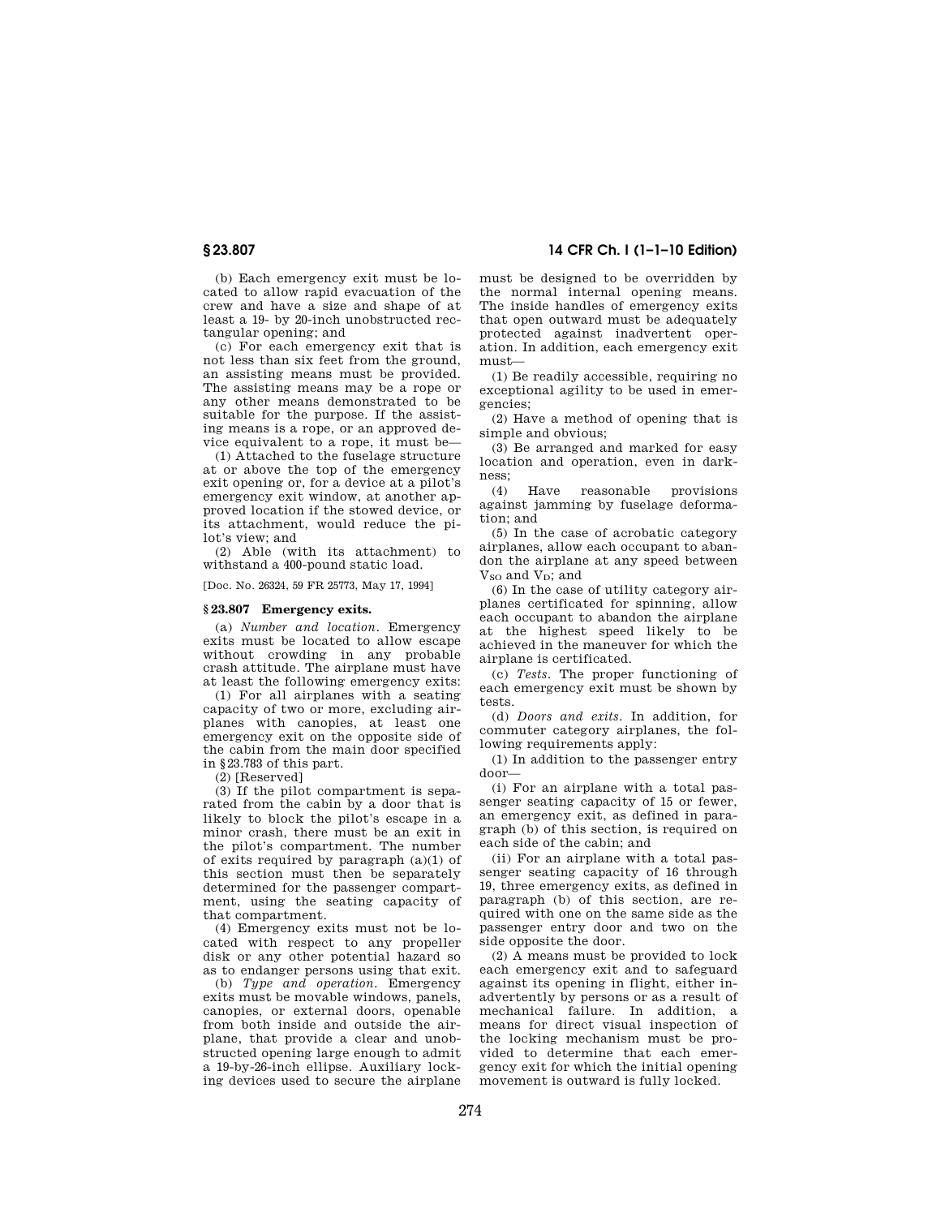(b) Each emergency exit must be located to allow rapid evacuation of the crew and have a size and shape of at least a 19- by 20-inch unobstructed rectangular opening; and

(c) For each emergency exit that is not less than six feet from the ground, an assisting means must be provided. The assisting means may be a rope or any other means demonstrated to be suitable for the purpose. If the assisting means is a rope, or an approved device equivalent to a rope, it must be—

(1) Attached to the fuselage structure at or above the top of the emergency exit opening or, for a device at a pilot's emergency exit window, at another approved location if the stowed device, or its attachment, would reduce the pilot's view; and

(2) Able (with its attachment) to withstand a 400-pound static load.

[Doc. No. 26324, 59 FR 25773, May 17, 1994]

### § 23.807 Emergency exits.

(a) *Number and location.* Emergency exits must be located to allow escape without crowding in any probable crash attitude. The airplane must have at least the following emergency exits:

(1) For all airplanes with a seating capacity of two or more, excluding airplanes with canopies, at least one emergency exit on the opposite side of the cabin from the main door specified in §23.783 of this part.

(2) [Reserved]

(3) If the pilot compartment is separated from the cabin by a door that is likely to block the pilot's escape in a minor crash, there must be an exit in the pilot's compartment. The number of exits required by paragraph (a)(1) of this section must then be separately determined for the passenger compartment, using the seating capacity of that compartment.

(4) Emergency exits must not be located with respect to any propeller disk or any other potential hazard so as to endanger persons using that exit.

(b) *Type and operation.* Emergency exits must be movable windows, panels, canopies, or external doors, openable from both inside and outside the airplane, that provide a clear and unobstructed opening large enough to admit a 19-by-26-inch ellipse. Auxiliary locking devices used to secure the airplane must be designed to be overridden by the normal internal opening means. The inside handles of emergency exits that open outward must be adequately protected against inadvertent operation. In addition, each emergency exit must—

(1) Be readily accessible, requiring no exceptional agility to be used in emergencies;

(2) Have a method of opening that is simple and obvious;

(3) Be arranged and marked for easy location and operation, even in darkness;

(4) Have reasonable provisions against jamming by fuselage deformation; and

(5) In the case of acrobatic category airplanes, allow each occupant to abandon the airplane at any speed between $V_{SO}$ and $V_D$; and

(6) In the case of utility category airplanes certificated for spinning, allow each occupant to abandon the airplane at the highest speed likely to be achieved in the maneuver for which the airplane is certificated.

(c) *Tests.* The proper functioning of each emergency exit must be shown by tests.

(d) *Doors and exits.* In addition, for commuter category airplanes, the following requirements apply:

(1) In addition to the passenger entry door—

(i) For an airplane with a total passenger seating capacity of 15 or fewer, an emergency exit, as defined in paragraph (b) of this section, is required on each side of the cabin; and

(ii) For an airplane with a total passenger seating capacity of 16 through 19, three emergency exits, as defined in paragraph (b) of this section, are required with one on the same side as the passenger entry door and two on the side opposite the door.

(2) A means must be provided to lock each emergency exit and to safeguard against its opening in flight, either inadvertently by persons or as a result of mechanical failure. In addition, a means for direct visual inspection of the locking mechanism must be provided to determine that each emergency exit for which the initial opening movement is outward is fully locked.